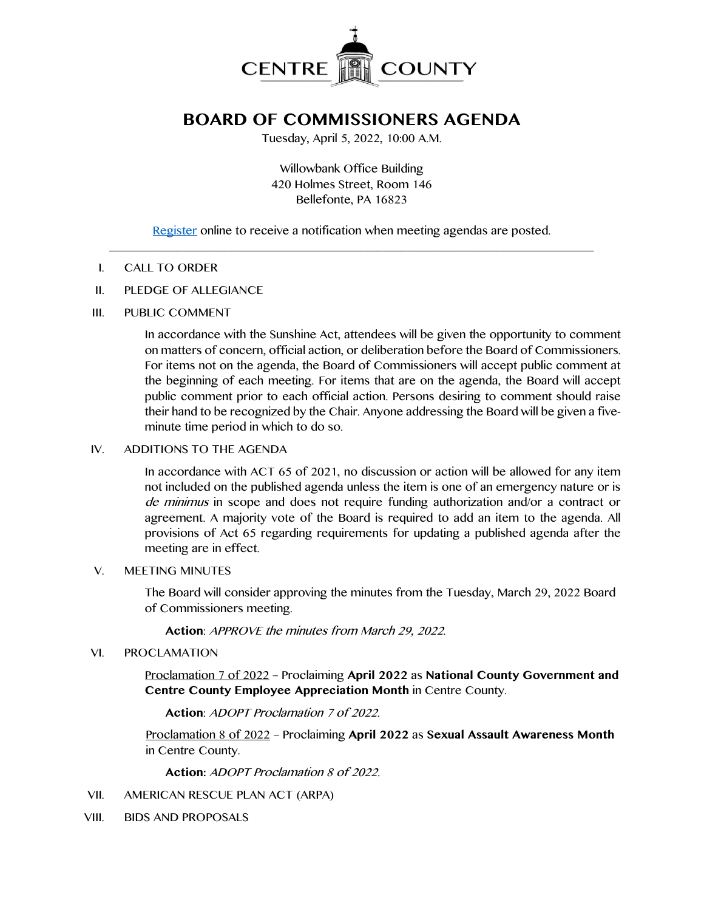CENTRE COUNTY

# BOARD OF COMMISSIONERS AGENDA

Tuesday, April 5, 2022, 10:00 A.M.

Willowbank Office Building
420 Holmes Street, Room 146
Bellefonte, PA 16823

Register online to receive a notification when meeting agendas are posted.

---

I. CALL TO ORDER

II. PLEDGE OF ALLEGIANCE

III. PUBLIC COMMENT

In accordance with the Sunshine Act, attendees will be given the opportunity to comment on matters of concern, official action, or deliberation before the Board of Commissioners. For items not on the agenda, the Board of Commissioners will accept public comment at the beginning of each meeting. For items that are on the agenda, the Board will accept public comment prior to each official action. Persons desiring to comment should raise their hand to be recognized by the Chair. Anyone addressing the Board will be given a five-minute time period in which to do so.

IV. ADDITIONS TO THE AGENDA

In accordance with ACT 65 of 2021, no discussion or action will be allowed for any item not included on the published agenda unless the item is one of an emergency nature or is *de minimus* in scope and does not require funding authorization and/or a contract or agreement. A majority vote of the Board is required to add an item to the agenda. All provisions of Act 65 regarding requirements for updating a published agenda after the meeting are in effect.

V. MEETING MINUTES

The Board will consider approving the minutes from the Tuesday, March 29, 2022 Board of Commissioners meeting.

**Action**: *APPROVE the minutes from March 29, 2022.*

VI. PROCLAMATION

Proclamation 7 of 2022 – Proclaiming **April 2022** as **National County Government and Centre County Employee Appreciation Month** in Centre County.

**Action**: *ADOPT Proclamation 7 of 2022.*

Proclamation 8 of 2022 – Proclaiming **April 2022** as **Sexual Assault Awareness Month** in Centre County.

**Action:** *ADOPT Proclamation 8 of 2022.*

VII. AMERICAN RESCUE PLAN ACT (ARPA)

VIII. BIDS AND PROPOSALS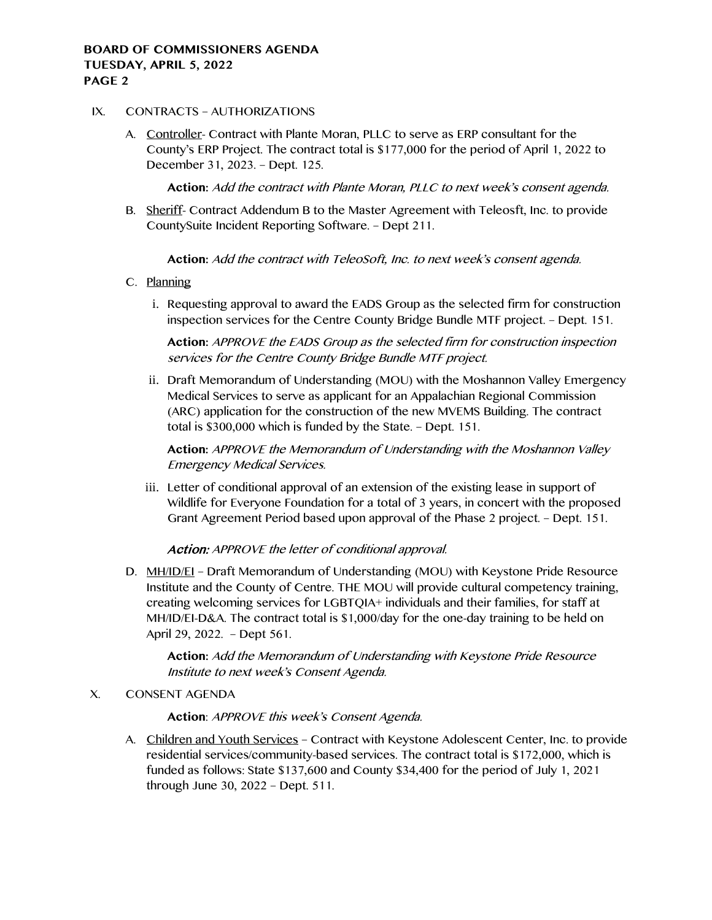IX. CONTRACTS – AUTHORIZATIONS

A. Controller- Contract with Plante Moran, PLLC to serve as ERP consultant for the County's ERP Project. The contract total is $177,000 for the period of April 1, 2022 to December 31, 2023. – Dept. 125.

**Action:** *Add the contract with Plante Moran, PLLC to next week's consent agenda.*

B. Sheriff- Contract Addendum B to the Master Agreement with Teleosft, Inc. to provide CountySuite Incident Reporting Software. – Dept 211.

**Action:** *Add the contract with TeleoSoft, Inc. to next week's consent agenda.*

C. Planning

i. Requesting approval to award the EADS Group as the selected firm for construction inspection services for the Centre County Bridge Bundle MTF project. – Dept. 151.

**Action:** *APPROVE the EADS Group as the selected firm for construction inspection services for the Centre County Bridge Bundle MTF project.*

ii. Draft Memorandum of Understanding (MOU) with the Moshannon Valley Emergency Medical Services to serve as applicant for an Appalachian Regional Commission (ARC) application for the construction of the new MVEMS Building. The contract total is $300,000 which is funded by the State. – Dept. 151.

**Action:** *APPROVE the Memorandum of Understanding with the Moshannon Valley Emergency Medical Services.*

iii. Letter of conditional approval of an extension of the existing lease in support of Wildlife for Everyone Foundation for a total of 3 years, in concert with the proposed Grant Agreement Period based upon approval of the Phase 2 project. – Dept. 151.

***Action:*** *APPROVE the letter of conditional approval.*

D. MH/ID/EI – Draft Memorandum of Understanding (MOU) with Keystone Pride Resource Institute and the County of Centre. THE MOU will provide cultural competency training, creating welcoming services for LGBTQIA+ individuals and their families, for staff at MH/ID/EI-D&A. The contract total is $1,000/day for the one-day training to be held on April 29, 2022. – Dept 561.

**Action:** *Add the Memorandum of Understanding with Keystone Pride Resource Institute to next week's Consent Agenda.*

X. CONSENT AGENDA

**Action**: *APPROVE this week's Consent Agenda.*

A. Children and Youth Services – Contract with Keystone Adolescent Center, Inc. to provide residential services/community-based services. The contract total is $172,000, which is funded as follows: State $137,600 and County $34,400 for the period of July 1, 2021 through June 30, 2022 – Dept. 511.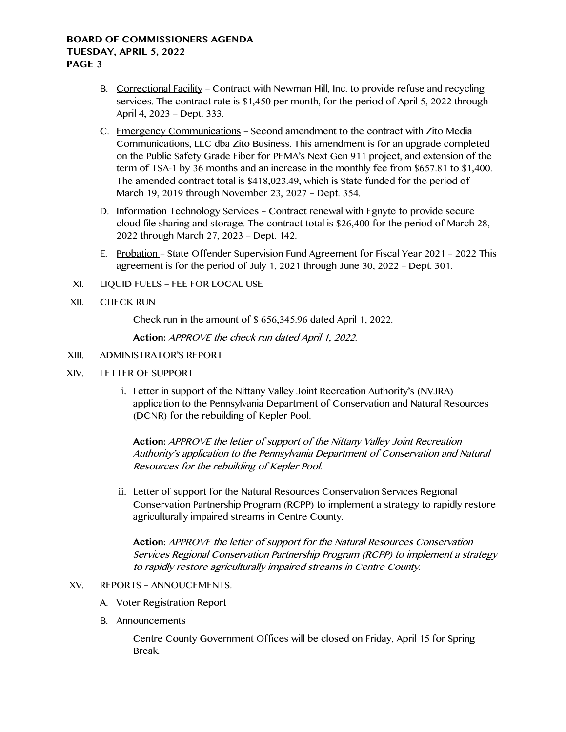B. <u>Correctional Facility</u> – Contract with Newman Hill, Inc. to provide refuse and recycling services. The contract rate is $1,450 per month, for the period of April 5, 2022 through April 4, 2023 – Dept. 333.

C. <u>Emergency Communications</u> – Second amendment to the contract with Zito Media Communications, LLC dba Zito Business. This amendment is for an upgrade completed on the Public Safety Grade Fiber for PEMA's Next Gen 911 project, and extension of the term of TSA-1 by 36 months and an increase in the monthly fee from $657.81 to $1,400. The amended contract total is $418,023.49, which is State funded for the period of March 19, 2019 through November 23, 2027 – Dept. 354.

D. <u>Information Technology Services</u> – Contract renewal with Egnyte to provide secure cloud file sharing and storage. The contract total is $26,400 for the period of March 28, 2022 through March 27, 2023 – Dept. 142.

E. <u>Probation</u> – State Offender Supervision Fund Agreement for Fiscal Year 2021 – 2022 This agreement is for the period of July 1, 2021 through June 30, 2022 – Dept. 301.

XI. LIQUID FUELS – FEE FOR LOCAL USE

XII. CHECK RUN

Check run in the amount of $ 656,345.96 dated April 1, 2022.

**Action:** *APPROVE the check run dated April 1, 2022.*

XIII. ADMINISTRATOR'S REPORT

XIV. LETTER OF SUPPORT

i. Letter in support of the Nittany Valley Joint Recreation Authority's (NVJRA) application to the Pennsylvania Department of Conservation and Natural Resources (DCNR) for the rebuilding of Kepler Pool.

**Action:** *APPROVE the letter of support of the Nittany Valley Joint Recreation Authority's application to the Pennsylvania Department of Conservation and Natural Resources for the rebuilding of Kepler Pool.*

ii. Letter of support for the Natural Resources Conservation Services Regional Conservation Partnership Program (RCPP) to implement a strategy to rapidly restore agriculturally impaired streams in Centre County.

**Action:** *APPROVE the letter of support for the Natural Resources Conservation Services Regional Conservation Partnership Program (RCPP) to implement a strategy to rapidly restore agriculturally impaired streams in Centre County.*

XV. REPORTS – ANNOUCEMENTS.

A. Voter Registration Report

B. Announcements

Centre County Government Offices will be closed on Friday, April 15 for Spring Break.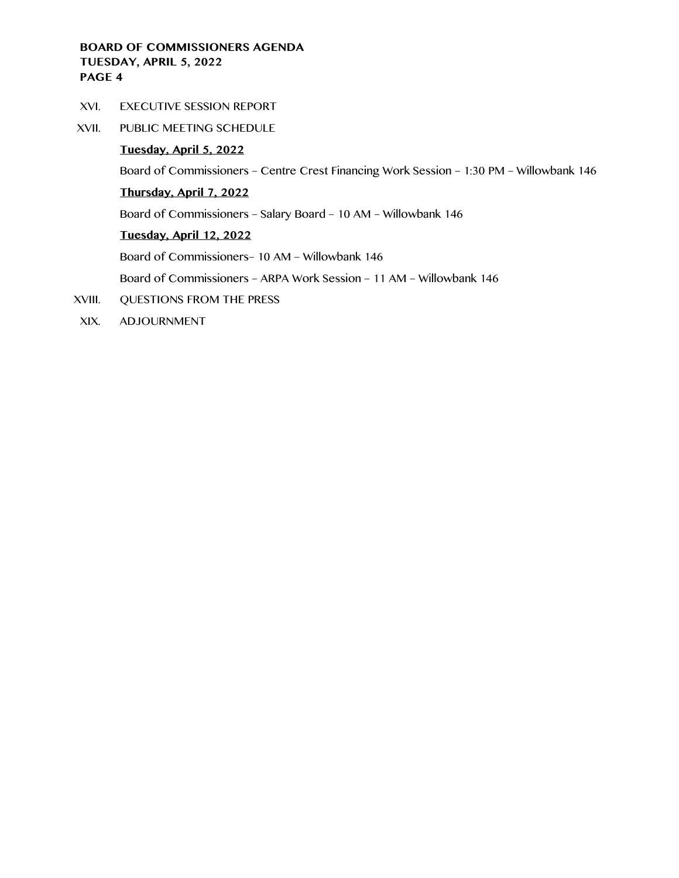XVI. EXECUTIVE SESSION REPORT

XVII. PUBLIC MEETING SCHEDULE

**Tuesday, April 5, 2022**

Board of Commissioners – Centre Crest Financing Work Session – 1:30 PM – Willowbank 146

**Thursday, April 7, 2022**

Board of Commissioners – Salary Board – 10 AM – Willowbank 146

**Tuesday, April 12, 2022**

Board of Commissioners– 10 AM – Willowbank 146

Board of Commissioners – ARPA Work Session – 11 AM – Willowbank 146

XVIII. QUESTIONS FROM THE PRESS

XIX. ADJOURNMENT